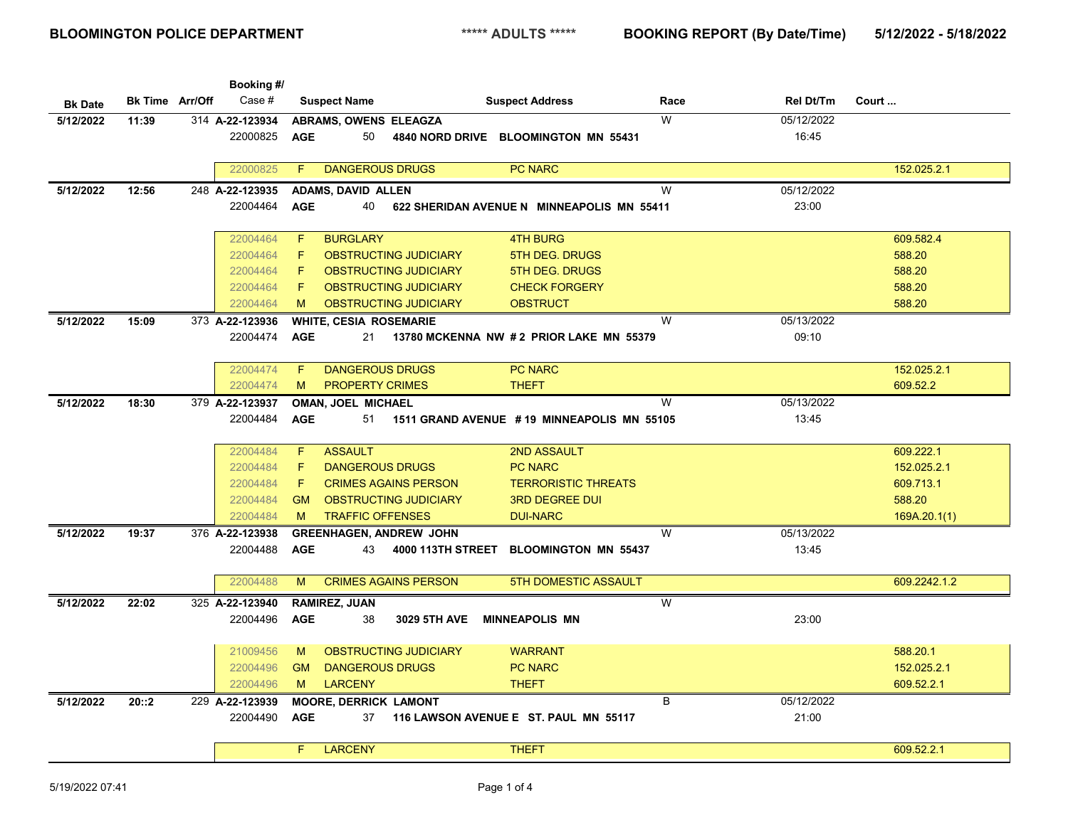**BLOOMINGTON POLICE DEPARTMENT** ***** ADULTS ***** **BOOKING REPORT (By Date/Time)** **5/12/2022 - 5/18/2022**

| Bk Date | Bk Time | Arr/Off | Booking #/ Case # | Suspect Name | | Suspect Address | Race | Rel Dt/Tm | Court ... |
|---|---|---|---|---|---|---|---|---|---|
| **5/12/2022** | **11:39** | 314 | **A-22-123934** | **ABRAMS, OWENS ELEAGZA** | | | W | 05/12/2022 | |
| | | | 22000825 | **AGE** 50 | | **4840 NORD DRIVE BLOOMINGTON MN 55431** | | 16:45 | |
| | | | 22000825 | F | DANGEROUS DRUGS | PC NARC | | | 152.025.2.1 |
| **5/12/2022** | **12:56** | 248 | **A-22-123935** | **ADAMS, DAVID ALLEN** | | | W | 05/12/2022 | |
| | | | 22004464 | **AGE** 40 | | **622 SHERIDAN AVENUE N MINNEAPOLIS MN 55411** | | 23:00 | |
| | | | 22004464 | F | BURGLARY | 4TH BURG | | | 609.582.4 |
| | | | 22004464 | F | OBSTRUCTING JUDICIARY | 5TH DEG. DRUGS | | | 588.20 |
| | | | 22004464 | F | OBSTRUCTING JUDICIARY | 5TH DEG. DRUGS | | | 588.20 |
| | | | 22004464 | F | OBSTRUCTING JUDICIARY | CHECK FORGERY | | | 588.20 |
| | | | 22004464 | M | OBSTRUCTING JUDICIARY | OBSTRUCT | | | 588.20 |
| **5/12/2022** | **15:09** | 373 | **A-22-123936** | **WHITE, CESIA ROSEMARIE** | | | W | 05/13/2022 | |
| | | | 22004474 | **AGE** 21 | | **13780 MCKENNA NW # 2 PRIOR LAKE MN 55379** | | 09:10 | |
| | | | 22004474 | F | DANGEROUS DRUGS | PC NARC | | | 152.025.2.1 |
| | | | 22004474 | M | PROPERTY CRIMES | THEFT | | | 609.52.2 |
| **5/12/2022** | **18:30** | 379 | **A-22-123937** | **OMAN, JOEL MICHAEL** | | | W | 05/13/2022 | |
| | | | 22004484 | **AGE** 51 | | **1511 GRAND AVENUE # 19 MINNEAPOLIS MN 55105** | | 13:45 | |
| | | | 22004484 | F | ASSAULT | 2ND ASSAULT | | | 609.222.1 |
| | | | 22004484 | F | DANGEROUS DRUGS | PC NARC | | | 152.025.2.1 |
| | | | 22004484 | F | CRIMES AGAINS PERSON | TERRORISTIC THREATS | | | 609.713.1 |
| | | | 22004484 | GM | OBSTRUCTING JUDICIARY | 3RD DEGREE DUI | | | 588.20 |
| | | | 22004484 | M | TRAFFIC OFFENSES | DUI-NARC | | | 169A.20.1(1) |
| **5/12/2022** | **19:37** | 376 | **A-22-123938** | **GREENHAGEN, ANDREW JOHN** | | | W | 05/13/2022 | |
| | | | 22004488 | **AGE** 43 | | **4000 113TH STREET BLOOMINGTON MN 55437** | | 13:45 | |
| | | | 22004488 | M | CRIMES AGAINS PERSON | 5TH DOMESTIC ASSAULT | | | 609.2242.1.2 |
| **5/12/2022** | **22:02** | 325 | **A-22-123940** | **RAMIREZ, JUAN** | | | W | | |
| | | | 22004496 | **AGE** 38 | | **3029 5TH AVE MINNEAPOLIS MN** | | 23:00 | |
| | | | 21009456 | M | OBSTRUCTING JUDICIARY | WARRANT | | | 588.20.1 |
| | | | 22004496 | GM | DANGEROUS DRUGS | PC NARC | | | 152.025.2.1 |
| | | | 22004496 | M | LARCENY | THEFT | | | 609.52.2.1 |
| **5/12/2022** | **20::2** | 229 | **A-22-123939** | **MOORE, DERRICK LAMONT** | | | B | 05/12/2022 | |
| | | | 22004490 | **AGE** 37 | | **116 LAWSON AVENUE E ST. PAUL MN 55117** | | 21:00 | |
| | | | | F | LARCENY | THEFT | | | 609.52.2.1 |

5/19/2022 07:41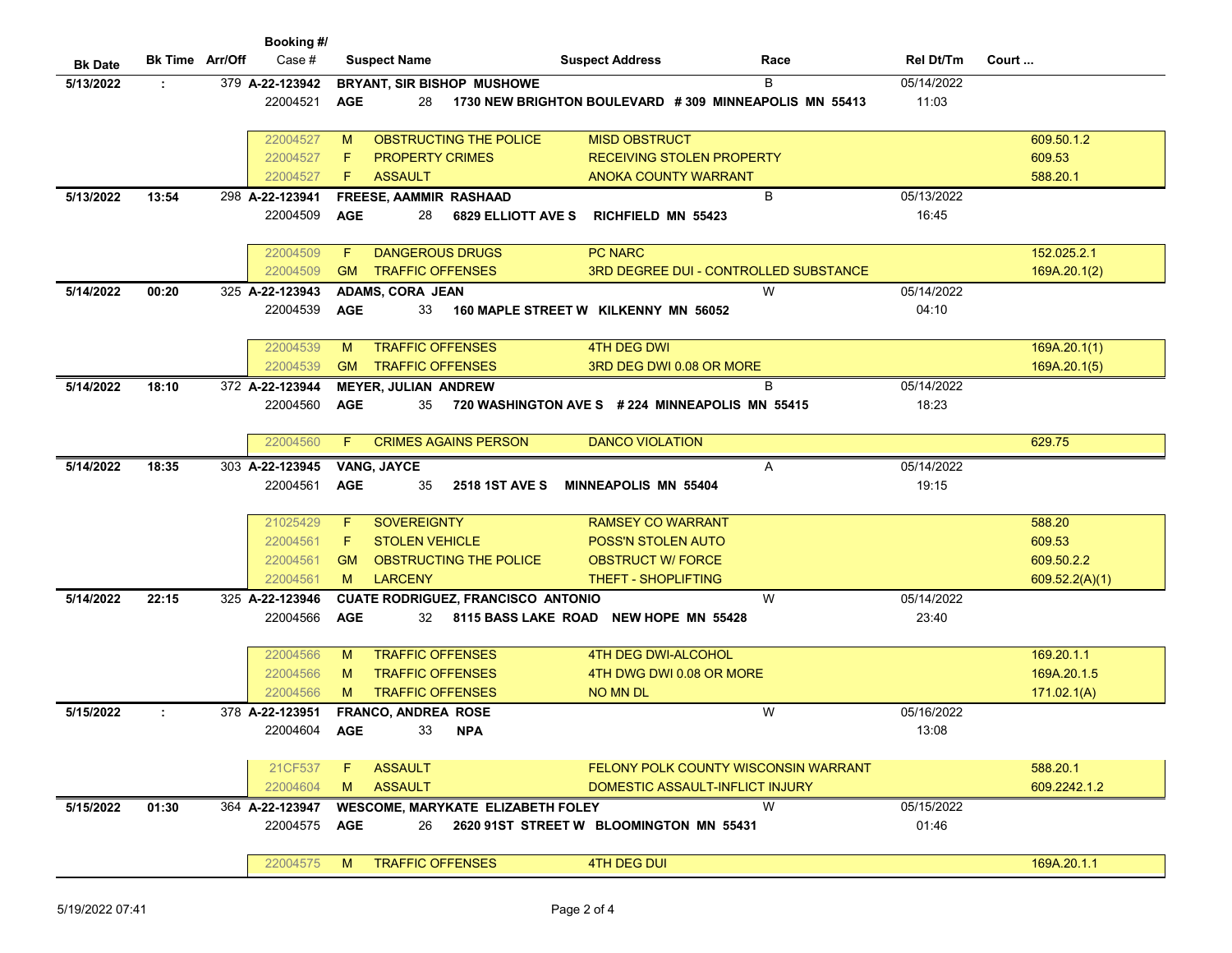| Bk Date | Bk Time | Arr/Off | Booking #/ Case # | Suspect Name | | | Suspect Address | Race | Rel Dt/Tm | Court ... |
|---|---|---|---|---|---|---|---|---|---|---|
| 5/13/2022 | : | 379 | A-22-123942 | BRYANT, SIR BISHOP MUSHOWE | | | | B | 05/14/2022 | |
| | | | 22004521 | AGE | 28 | | 1730 NEW BRIGHTON BOULEVARD # 309 MINNEAPOLIS MN 55413 | | 11:03 | |
| | | | 22004527 | M | OBSTRUCTING THE POLICE | | MISD OBSTRUCT | | | 609.50.1.2 |
| | | | 22004527 | F | PROPERTY CRIMES | | RECEIVING STOLEN PROPERTY | | | 609.53 |
| | | | 22004527 | F | ASSAULT | | ANOKA COUNTY WARRANT | | | 588.20.1 |
| 5/13/2022 | 13:54 | 298 | A-22-123941 | FREESE, AAMMIR RASHAAD | | | | B | 05/13/2022 | |
| | | | 22004509 | AGE | 28 | | 6829 ELLIOTT AVE S RICHFIELD MN 55423 | | 16:45 | |
| | | | 22004509 | F | DANGEROUS DRUGS | | PC NARC | | | 152.025.2.1 |
| | | | 22004509 | GM | TRAFFIC OFFENSES | | 3RD DEGREE DUI - CONTROLLED SUBSTANCE | | | 169A.20.1(2) |
| 5/14/2022 | 00:20 | 325 | A-22-123943 | ADAMS, CORA JEAN | | | | W | 05/14/2022 | |
| | | | 22004539 | AGE | 33 | | 160 MAPLE STREET W KILKENNY MN 56052 | | 04:10 | |
| | | | 22004539 | M | TRAFFIC OFFENSES | | 4TH DEG DWI | | | 169A.20.1(1) |
| | | | 22004539 | GM | TRAFFIC OFFENSES | | 3RD DEG DWI 0.08 OR MORE | | | 169A.20.1(5) |
| 5/14/2022 | 18:10 | 372 | A-22-123944 | MEYER, JULIAN ANDREW | | | | B | 05/14/2022 | |
| | | | 22004560 | AGE | 35 | | 720 WASHINGTON AVE S # 224 MINNEAPOLIS MN 55415 | | 18:23 | |
| | | | 22004560 | F | CRIMES AGAINS PERSON | | DANCO VIOLATION | | | 629.75 |
| 5/14/2022 | 18:35 | 303 | A-22-123945 | VANG, JAYCE | | | | A | 05/14/2022 | |
| | | | 22004561 | AGE | 35 | | 2518 1ST AVE S MINNEAPOLIS MN 55404 | | 19:15 | |
| | | | 21025429 | F | SOVEREIGNTY | | RAMSEY CO WARRANT | | | 588.20 |
| | | | 22004561 | F | STOLEN VEHICLE | | POSS'N STOLEN AUTO | | | 609.53 |
| | | | 22004561 | GM | OBSTRUCTING THE POLICE | | OBSTRUCT W/ FORCE | | | 609.50.2.2 |
| | | | 22004561 | M | LARCENY | | THEFT - SHOPLIFTING | | | 609.52.2(A)(1) |
| 5/14/2022 | 22:15 | 325 | A-22-123946 | CUATE RODRIGUEZ, FRANCISCO ANTONIO | | | | W | 05/14/2022 | |
| | | | 22004566 | AGE | 32 | | 8115 BASS LAKE ROAD NEW HOPE MN 55428 | | 23:40 | |
| | | | 22004566 | M | TRAFFIC OFFENSES | | 4TH DEG DWI-ALCOHOL | | | 169.20.1.1 |
| | | | 22004566 | M | TRAFFIC OFFENSES | | 4TH DWG DWI 0.08 OR MORE | | | 169A.20.1.5 |
| | | | 22004566 | M | TRAFFIC OFFENSES | | NO MN DL | | | 171.02.1(A) |
| 5/15/2022 | : | 378 | A-22-123951 | FRANCO, ANDREA ROSE | | | | W | 05/16/2022 | |
| | | | 22004604 | AGE | 33 | | NPA | | 13:08 | |
| | | | 21CF537 | F | ASSAULT | | FELONY POLK COUNTY WISCONSIN WARRANT | | | 588.20.1 |
| | | | 22004604 | M | ASSAULT | | DOMESTIC ASSAULT-INFLICT INJURY | | | 609.2242.1.2 |
| 5/15/2022 | 01:30 | 364 | A-22-123947 | WESCOME, MARYKATE ELIZABETH FOLEY | | | | W | 05/15/2022 | |
| | | | 22004575 | AGE | 26 | | 2620 91ST STREET W BLOOMINGTON MN 55431 | | 01:46 | |
| | | | 22004575 | M | TRAFFIC OFFENSES | | 4TH DEG DUI | | | 169A.20.1.1 |

5/19/2022 07:41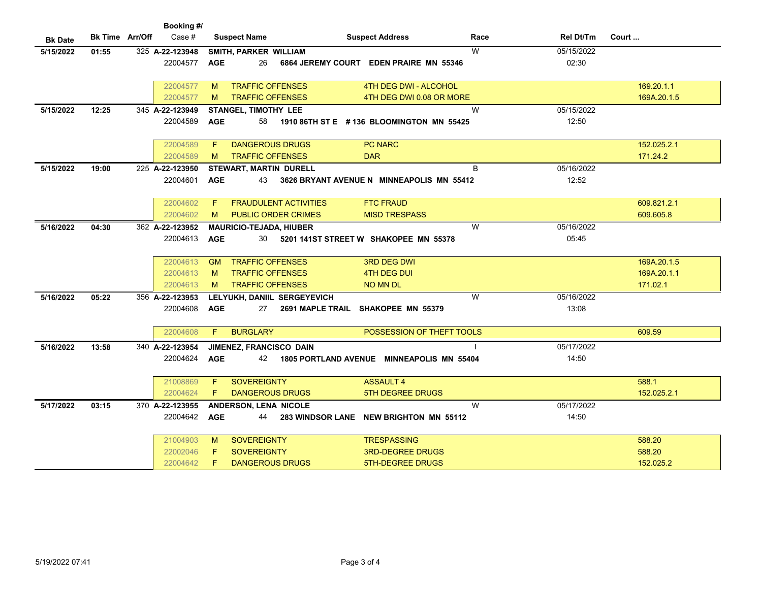| Bk Date | Bk Time | Arr/Off | Booking #/ Case # | Suspect Name | | | Suspect Address | Race | Rel Dt/Tm | Court ... |
|---|---|---|---|---|---|---|---|---|---|---|
| 5/15/2022 | 01:55 | 325 | A-22-123948 | SMITH, PARKER WILLIAM | | | | W | 05/15/2022 | |
| | | | 22004577 | AGE | 26 | | 6864 JEREMY COURT EDEN PRAIRIE MN 55346 | | 02:30 | |
| | | | 22004577 | M | TRAFFIC OFFENSES | | 4TH DEG DWI - ALCOHOL | | | 169.20.1.1 |
| | | | 22004577 | M | TRAFFIC OFFENSES | | 4TH DEG DWI 0.08 OR MORE | | | 169A.20.1.5 |
| 5/15/2022 | 12:25 | 345 | A-22-123949 | STANGEL, TIMOTHY LEE | | | | W | 05/15/2022 | |
| | | | 22004589 | AGE | 58 | | 1910 86TH ST E # 136 BLOOMINGTON MN 55425 | | 12:50 | |
| | | | 22004589 | F | DANGEROUS DRUGS | | PC NARC | | | 152.025.2.1 |
| | | | 22004589 | M | TRAFFIC OFFENSES | | DAR | | | 171.24.2 |
| 5/15/2022 | 19:00 | 225 | A-22-123950 | STEWART, MARTIN DURELL | | | | B | 05/16/2022 | |
| | | | 22004601 | AGE | 43 | | 3626 BRYANT AVENUE N MINNEAPOLIS MN 55412 | | 12:52 | |
| | | | 22004602 | F | FRAUDULENT ACTIVITIES | | FTC FRAUD | | | 609.821.2.1 |
| | | | 22004602 | M | PUBLIC ORDER CRIMES | | MISD TRESPASS | | | 609.605.8 |
| 5/16/2022 | 04:30 | 362 | A-22-123952 | MAURICIO-TEJADA, HIUBER | | | | W | 05/16/2022 | |
| | | | 22004613 | AGE | 30 | | 5201 141ST STREET W SHAKOPEE MN 55378 | | 05:45 | |
| | | | 22004613 | GM | TRAFFIC OFFENSES | | 3RD DEG DWI | | | 169A.20.1.5 |
| | | | 22004613 | M | TRAFFIC OFFENSES | | 4TH DEG DUI | | | 169A.20.1.1 |
| | | | 22004613 | M | TRAFFIC OFFENSES | | NO MN DL | | | 171.02.1 |
| 5/16/2022 | 05:22 | 356 | A-22-123953 | LELYUKH, DANIIL SERGEYEVICH | | | | W | 05/16/2022 | |
| | | | 22004608 | AGE | 27 | | 2691 MAPLE TRAIL SHAKOPEE MN 55379 | | 13:08 | |
| | | | 22004608 | F | BURGLARY | | POSSESSION OF THEFT TOOLS | | | 609.59 |
| 5/16/2022 | 13:58 | 340 | A-22-123954 | JIMENEZ, FRANCISCO DAIN | | | | I | 05/17/2022 | |
| | | | 22004624 | AGE | 42 | | 1805 PORTLAND AVENUE MINNEAPOLIS MN 55404 | | 14:50 | |
| | | | 21008869 | F | SOVEREIGNTY | | ASSAULT 4 | | | 588.1 |
| | | | 22004624 | F | DANGEROUS DRUGS | | 5TH DEGREE DRUGS | | | 152.025.2.1 |
| 5/17/2022 | 03:15 | 370 | A-22-123955 | ANDERSON, LENA NICOLE | | | | W | 05/17/2022 | |
| | | | 22004642 | AGE | 44 | | 283 WINDSOR LANE NEW BRIGHTON MN 55112 | | 14:50 | |
| | | | 21004903 | M | SOVEREIGNTY | | TRESPASSING | | | 588.20 |
| | | | 22002046 | F | SOVEREIGNTY | | 3RD-DEGREE DRUGS | | | 588.20 |
| | | | 22004642 | F | DANGEROUS DRUGS | | 5TH-DEGREE DRUGS | | | 152.025.2 |

5/19/2022 07:41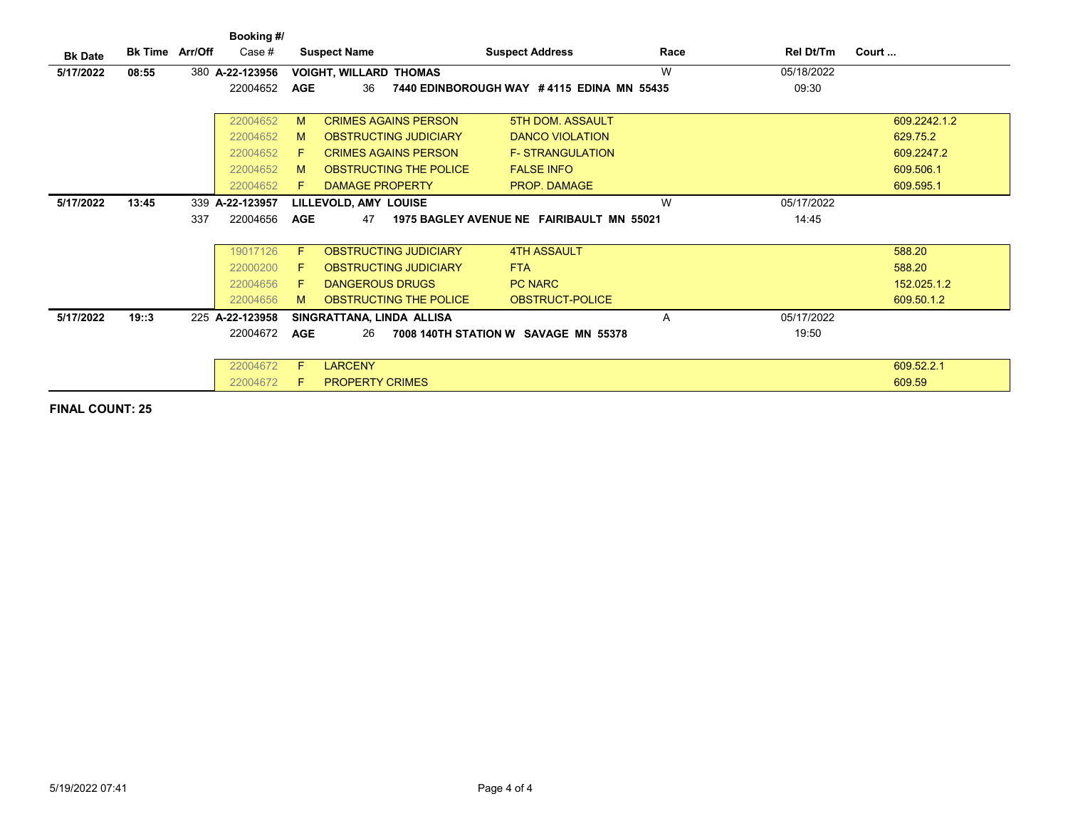| Bk Date | Bk Time | Arr/Off | Booking #/ Case # | Suspect Name | | | Suspect Address | Race | Rel Dt/Tm | Court ... |
|---|---|---|---|---|---|---|---|---|---|---|
| **5/17/2022** | **08:55** | 380 | **A-22-123956** | **VOIGHT, WILLARD THOMAS** | | | | W | 05/18/2022 | |
| | | | 22004652 | **AGE** | 36 | | **7440 EDINBOROUGH WAY #4115 EDINA MN 55435** | | 09:30 | |
| | | | 22004652 | M | CRIMES AGAINS PERSON | | 5TH DOM. ASSAULT | | | 609.2242.1.2 |
| | | | 22004652 | M | OBSTRUCTING JUDICIARY | | DANCO VIOLATION | | | 629.75.2 |
| | | | 22004652 | F | CRIMES AGAINS PERSON | | F- STRANGULATION | | | 609.2247.2 |
| | | | 22004652 | M | OBSTRUCTING THE POLICE | | FALSE INFO | | | 609.506.1 |
| | | | 22004652 | F | DAMAGE PROPERTY | | PROP. DAMAGE | | | 609.595.1 |
| **5/17/2022** | **13:45** | 339 | **A-22-123957** | **LILLEVOLD, AMY LOUISE** | | | | W | 05/17/2022 | |
| | | 337 | 22004656 | **AGE** | 47 | | **1975 BAGLEY AVENUE NE FAIRIBAULT MN 55021** | | 14:45 | |
| | | | 19017126 | F | OBSTRUCTING JUDICIARY | | 4TH ASSAULT | | | 588.20 |
| | | | 22000200 | F | OBSTRUCTING JUDICIARY | | FTA | | | 588.20 |
| | | | 22004656 | F | DANGEROUS DRUGS | | PC NARC | | | 152.025.1.2 |
| | | | 22004656 | M | OBSTRUCTING THE POLICE | | OBSTRUCT-POLICE | | | 609.50.1.2 |
| **5/17/2022** | **19::3** | 225 | **A-22-123958** | **SINGRATTANA, LINDA ALLISA** | | | | A | 05/17/2022 | |
| | | | 22004672 | **AGE** | 26 | | **7008 140TH STATION W SAVAGE MN 55378** | | 19:50 | |
| | | | 22004672 | F | LARCENY | | | | | 609.52.2.1 |
| | | | 22004672 | F | PROPERTY CRIMES | | | | | 609.59 |

**FINAL COUNT: 25**

5/19/2022 07:41